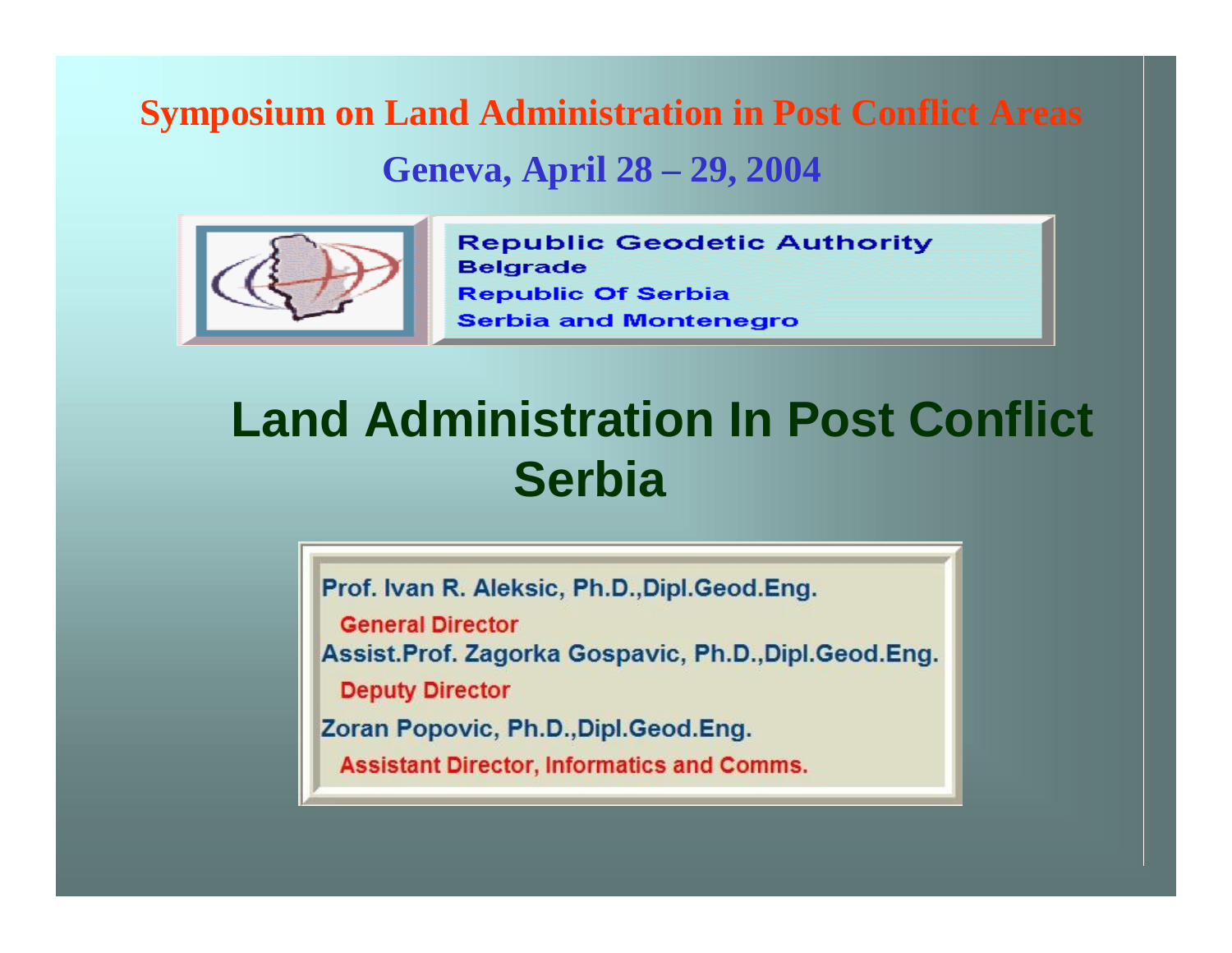Symposium on Land Administration in Post Conflict Areas

Geneva, April 28 – 29, 2004

**Republic Geodetic Authority**
**Belgrade**
**Republic Of Serbia**
**Serbia and Montenegro**

# Land Administration In Post Conflict Serbia

Prof. Ivan R. Aleksic, Ph.D.,Dipl.Geod.Eng.
General Director

Assist.Prof. Zagorka Gospavic, Ph.D.,Dipl.Geod.Eng.
Deputy Director

Zoran Popovic, Ph.D.,Dipl.Geod.Eng.
Assistant Director, Informatics and Comms.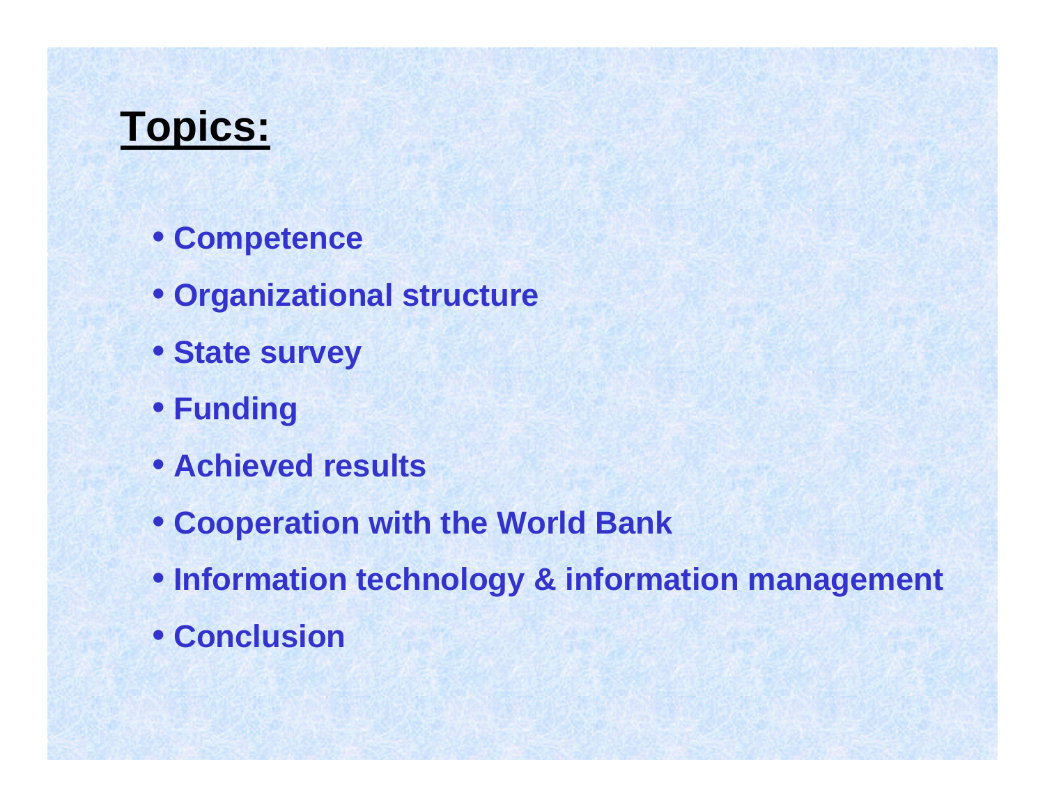# Topics:

- **Competence**
- **Organizational structure**
- **State survey**
- **Funding**
- **Achieved results**
- **Cooperation with the World Bank**
- **Information technology & information management**
- **Conclusion**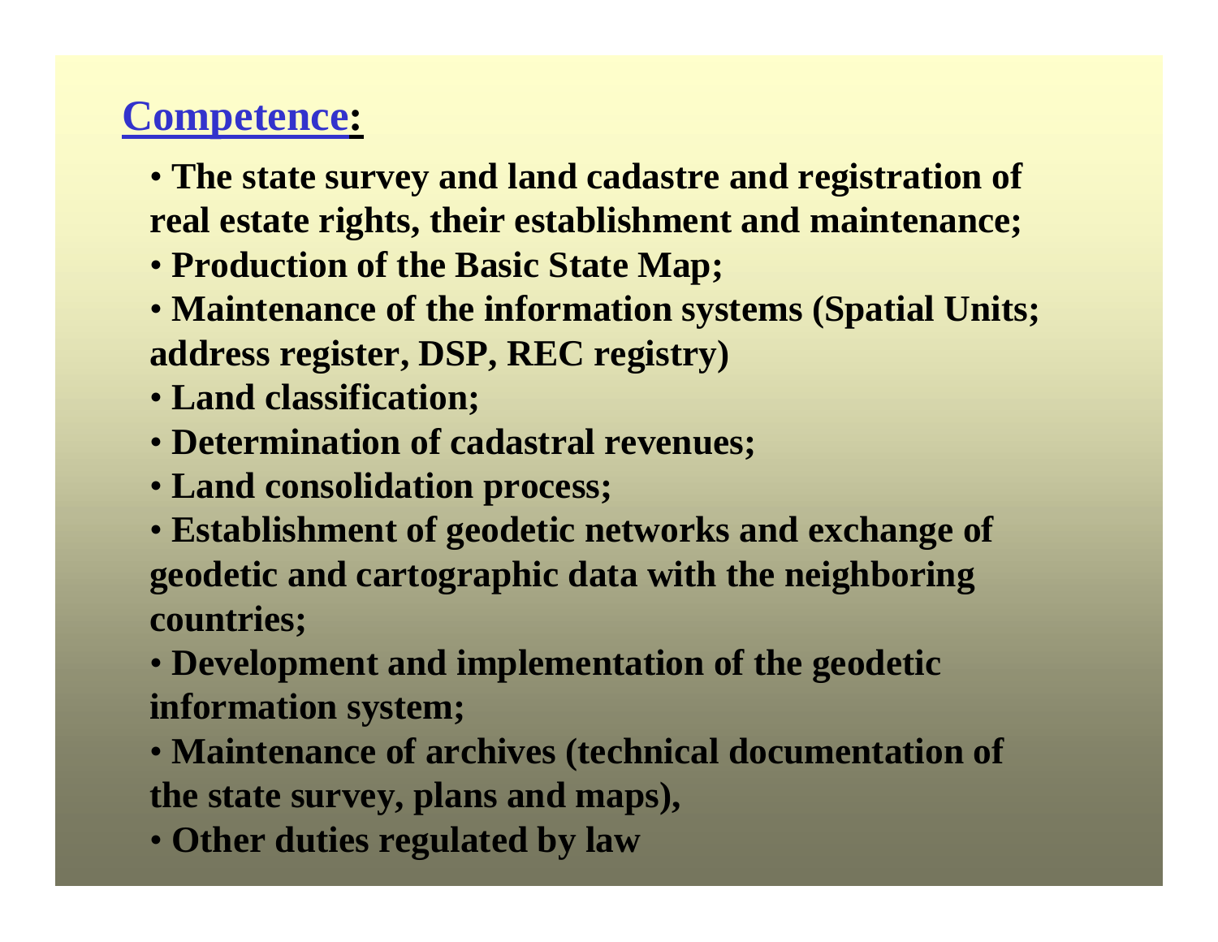## Competence:

- The state survey and land cadastre and registration of real estate rights, their establishment and maintenance;
- Production of the Basic State Map;
- Maintenance of the information systems (Spatial Units; address register, DSP, REC registry)
- Land classification;
- Determination of cadastral revenues;
- Land consolidation process;
- Establishment of geodetic networks and exchange of geodetic and cartographic data with the neighboring countries;
- Development and implementation of the geodetic information system;
- Maintenance of archives (technical documentation of the state survey, plans and maps),
- Other duties regulated by law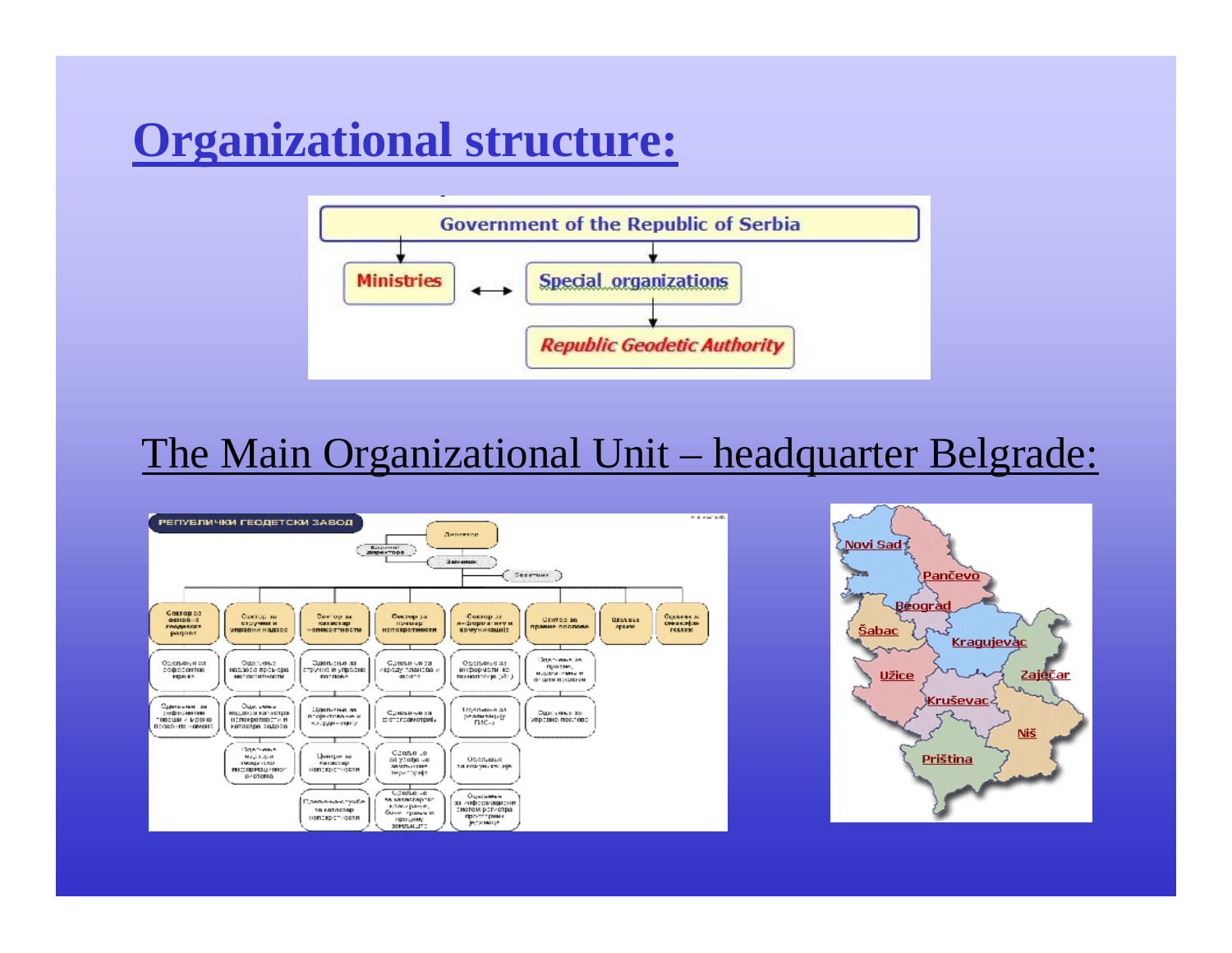# Organizational structure:

Government of the Republic of Serbia

Ministries

Special organizations

Republic Geodetic Authority

## The Main Organizational Unit – headquarter Belgrade:

РЕПУБЛИЧКИ ГЕОДЕТСКИ ЗАВОД

Novi Sad

Pančevo

Beograd

Šabac

Kragujevac

Zaječar

Užice

Kruševac

Niš

Priština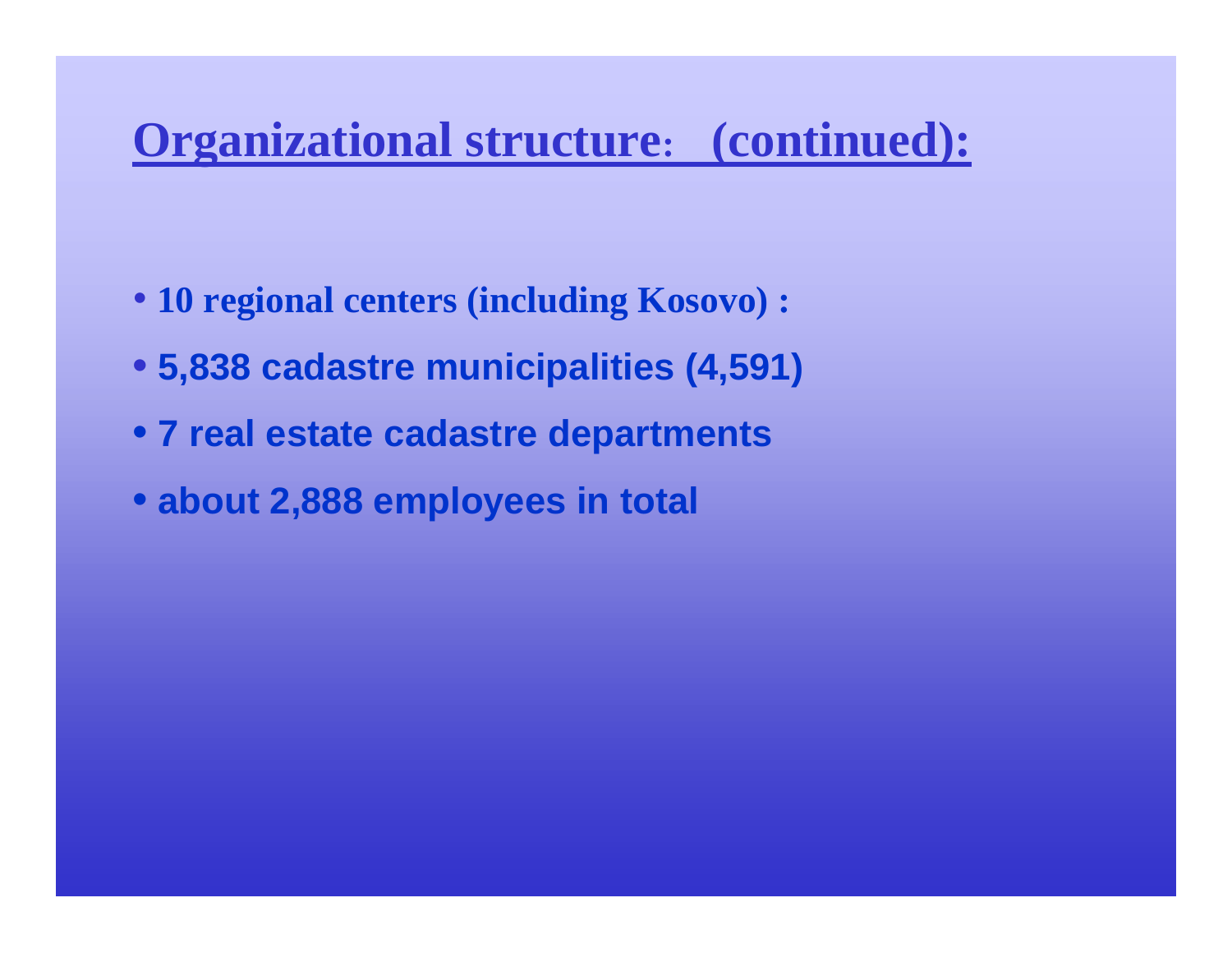# Organizational structure: (continued):

- **10 regional centers (including Kosovo) :**
- **5,838 cadastre municipalities (4,591)**
- **7 real estate cadastre departments**
- **about 2,888 employees in total**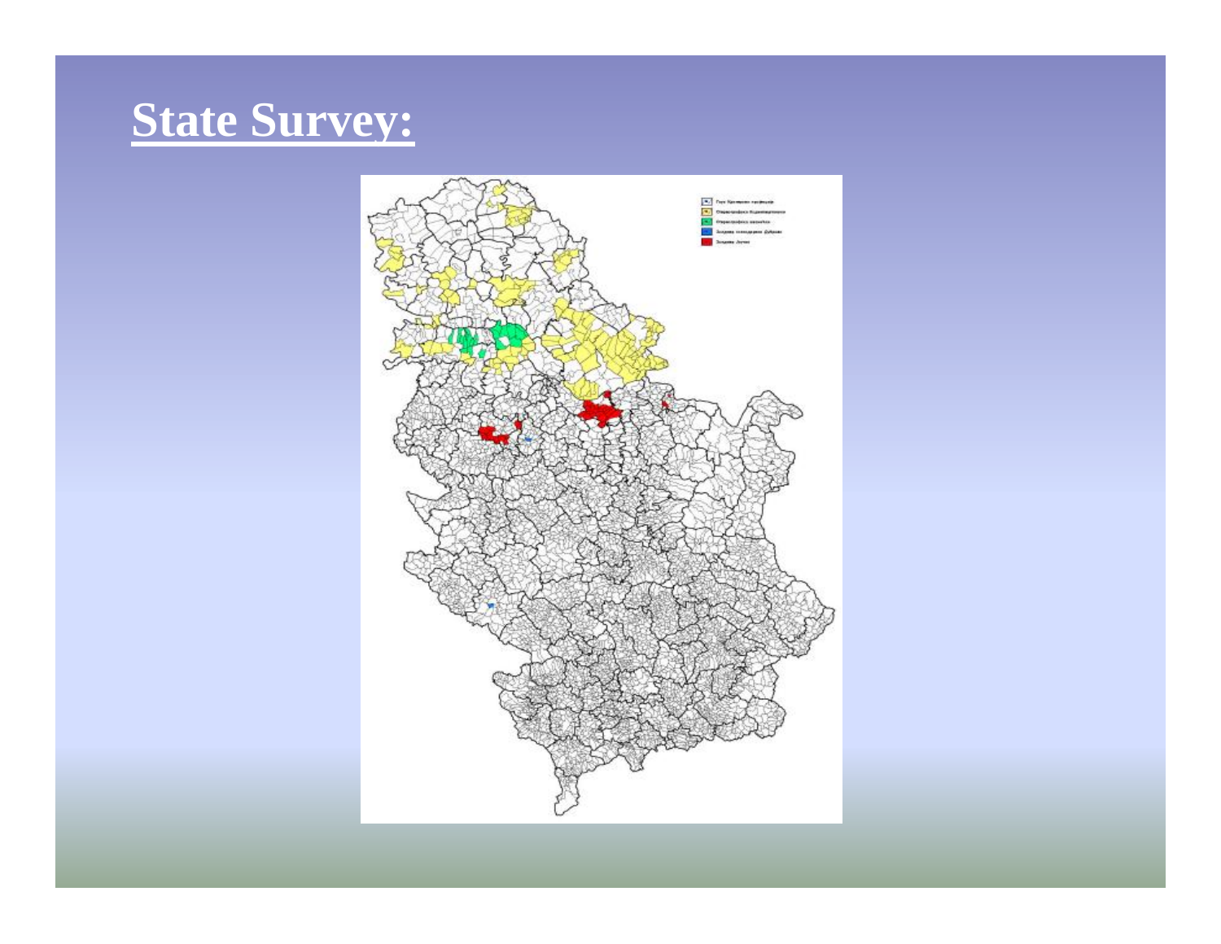# State Survey: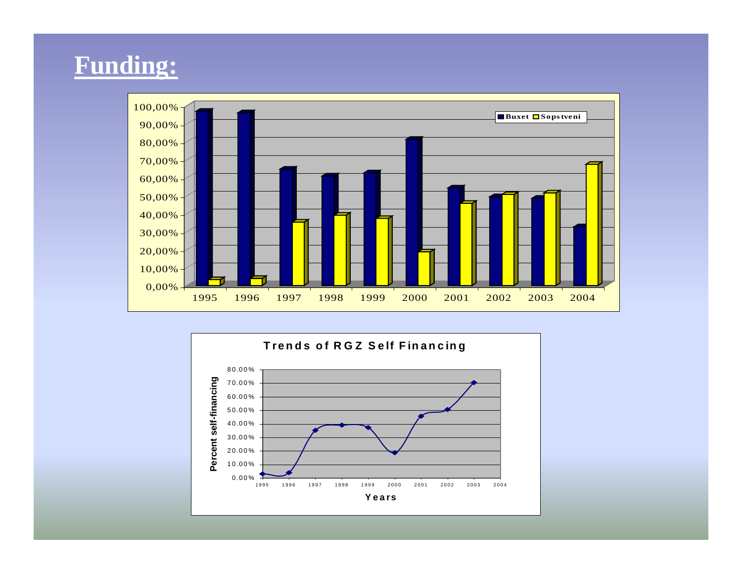# Funding:

100,00%
90,00%
80,00%
70,00%
60,00%
50,00%
40,00%
30,00%
20,00%
10,00%
0,00%

1995 1996 1997 1998 1999 2000 2001 2002 2003 2004

Buxet Sopstveni

**Trends of RGZ Self Financing**

Percent self-financing

80.00%
70.00%
60.00%
50.00%
40.00%
30.00%
20.00%
10.00%
0.00%

1995 1996 1997 1998 1999 2000 2001 2002 2003 2004

Years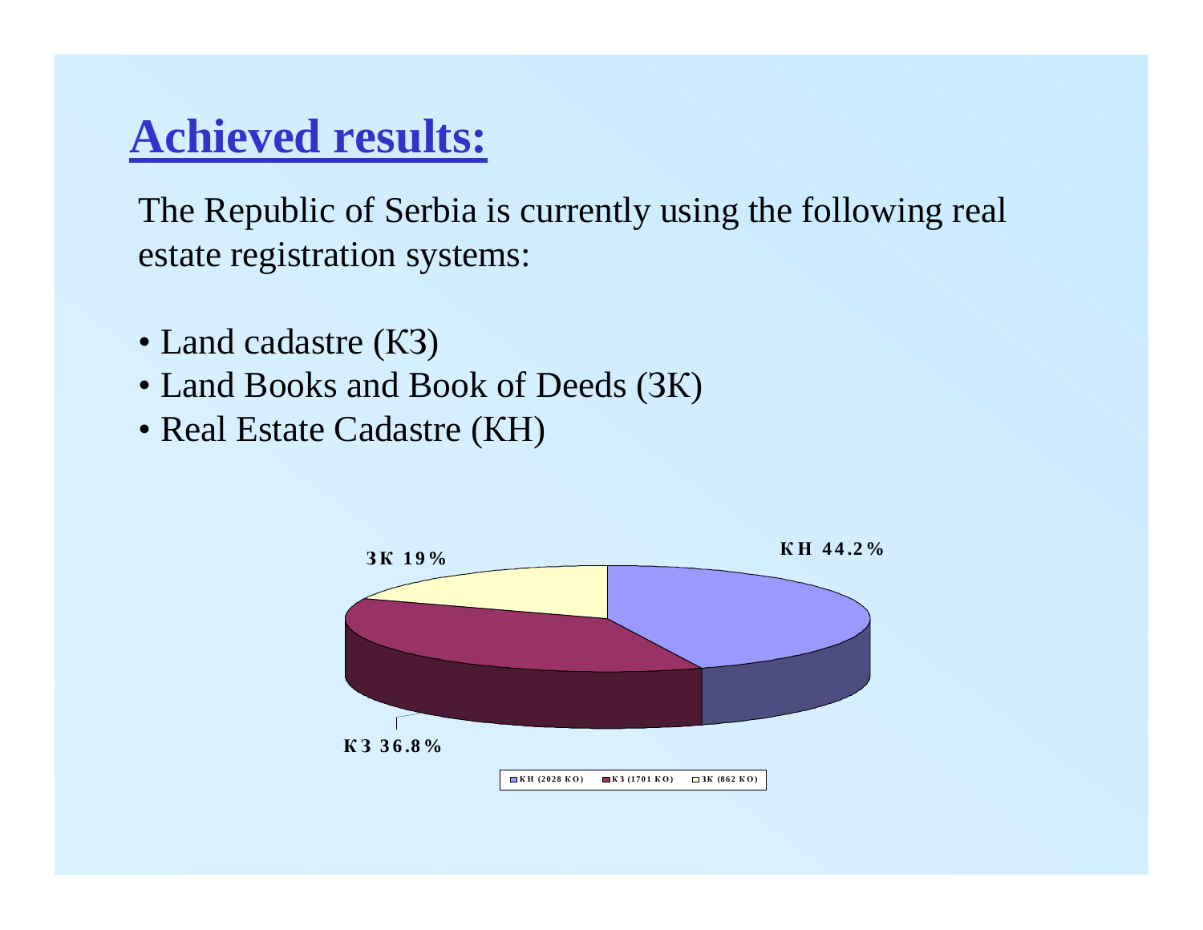# Achieved results:

The Republic of Serbia is currently using the following real estate registration systems:

- Land cadastre (КЗ)
- Land Books and Book of Deeds (ЗК)
- Real Estate Cadastre (КН)

ЗК 19%

КН 44.2%

КЗ 36.8%

КН (2028 КО) КЗ (1701 КО) ЗК (862 КО)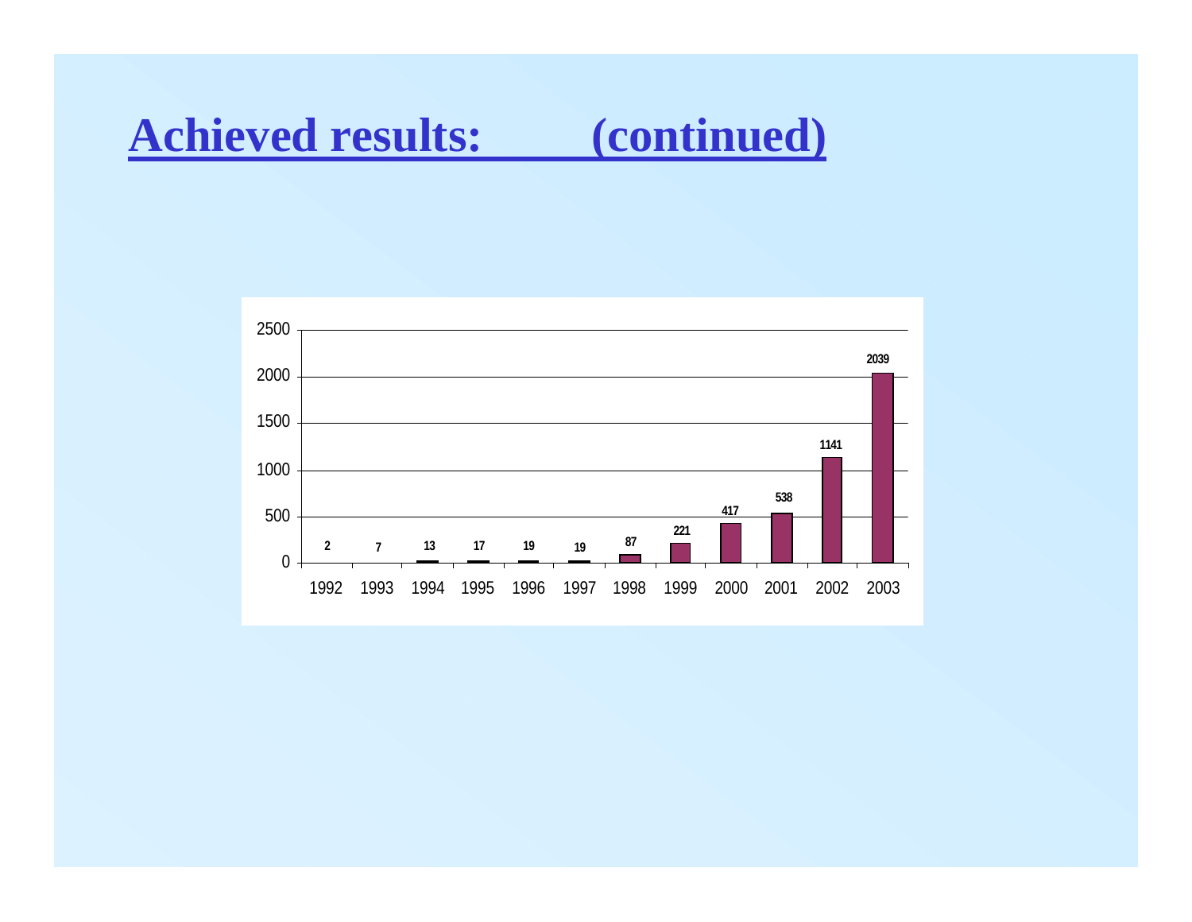# Achieved results: (continued)

| Year | Value |
|---|---|
| 1992 | 2 |
| 1993 | 7 |
| 1994 | 13 |
| 1995 | 17 |
| 1996 | 19 |
| 1997 | 19 |
| 1998 | 87 |
| 1999 | 221 |
| 2000 | 417 |
| 2001 | 538 |
| 2002 | 1141 |
| 2003 | 2039 |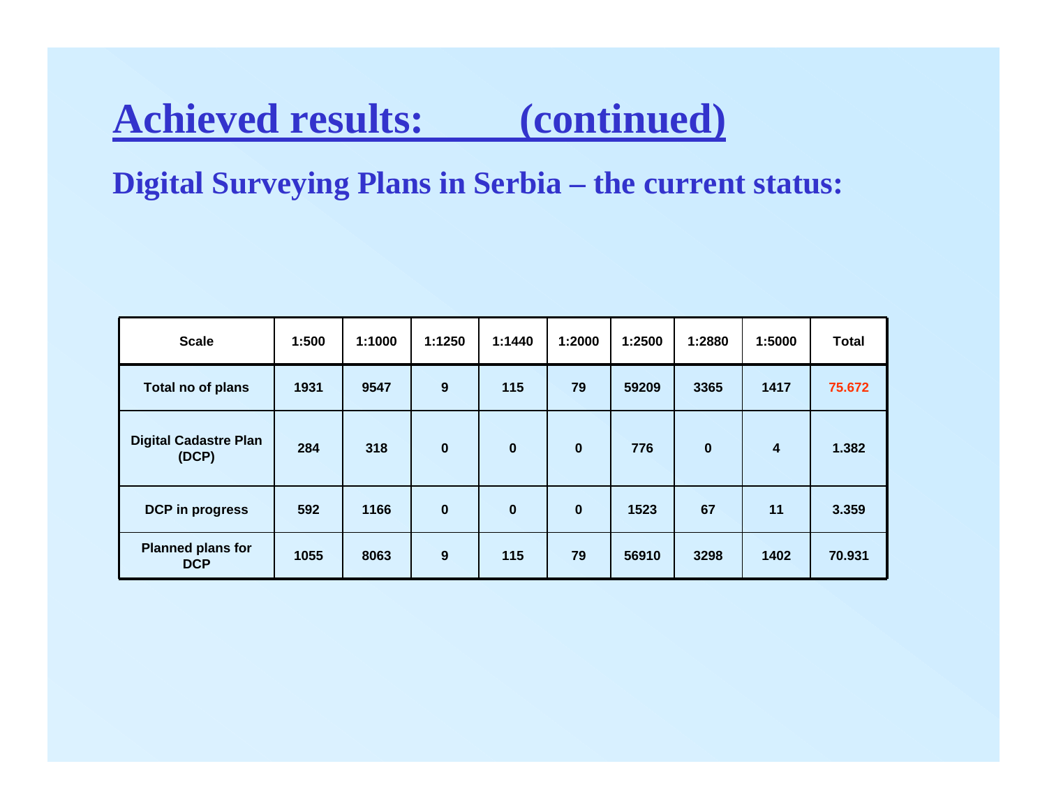# Achieved results: (continued)

## Digital Surveying Plans in Serbia – the current status:

| Scale | 1:500 | 1:1000 | 1:1250 | 1:1440 | 1:2000 | 1:2500 | 1:2880 | 1:5000 | Total |
|---|---|---|---|---|---|---|---|---|---|
| Total no of plans | 1931 | 9547 | 9 | 115 | 79 | 59209 | 3365 | 1417 | 75.672 |
| Digital Cadastre Plan (DCP) | 284 | 318 | 0 | 0 | 0 | 776 | 0 | 4 | 1.382 |
| DCP in progress | 592 | 1166 | 0 | 0 | 0 | 1523 | 67 | 11 | 3.359 |
| Planned plans for DCP | 1055 | 8063 | 9 | 115 | 79 | 56910 | 3298 | 1402 | 70.931 |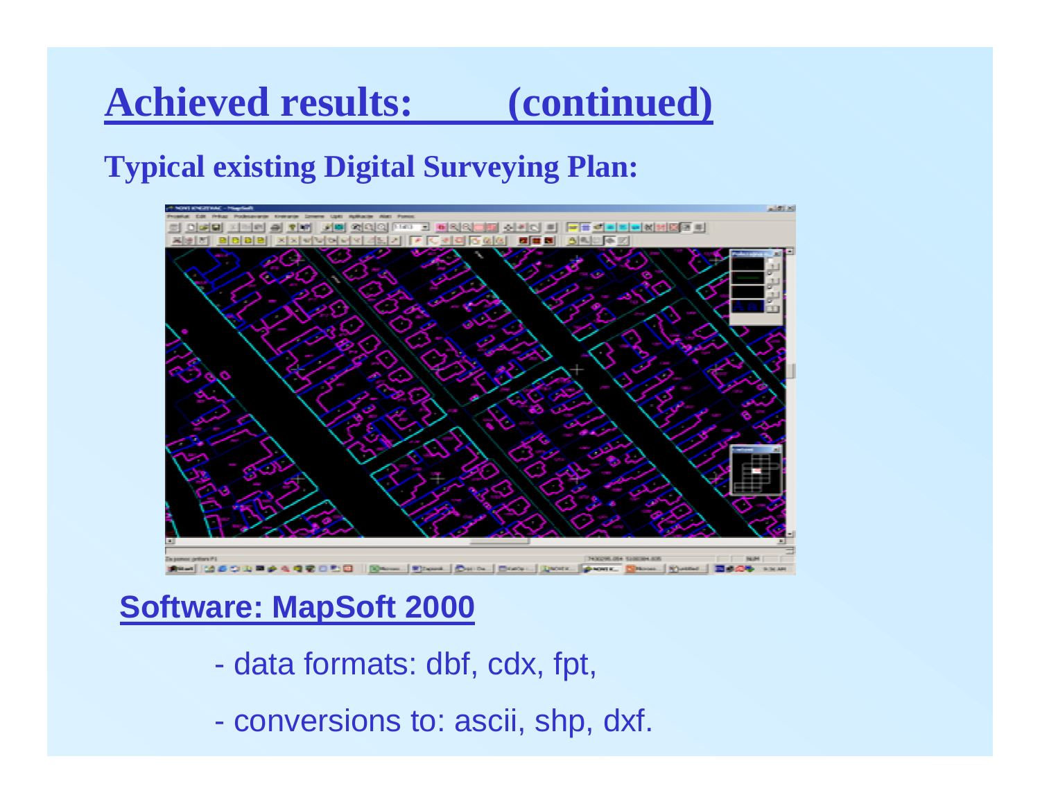# Achieved results: (continued)

## Typical existing Digital Surveying Plan:

**Software: MapSoft 2000**

- data formats: dbf, cdx, fpt,
- conversions to: ascii, shp, dxf.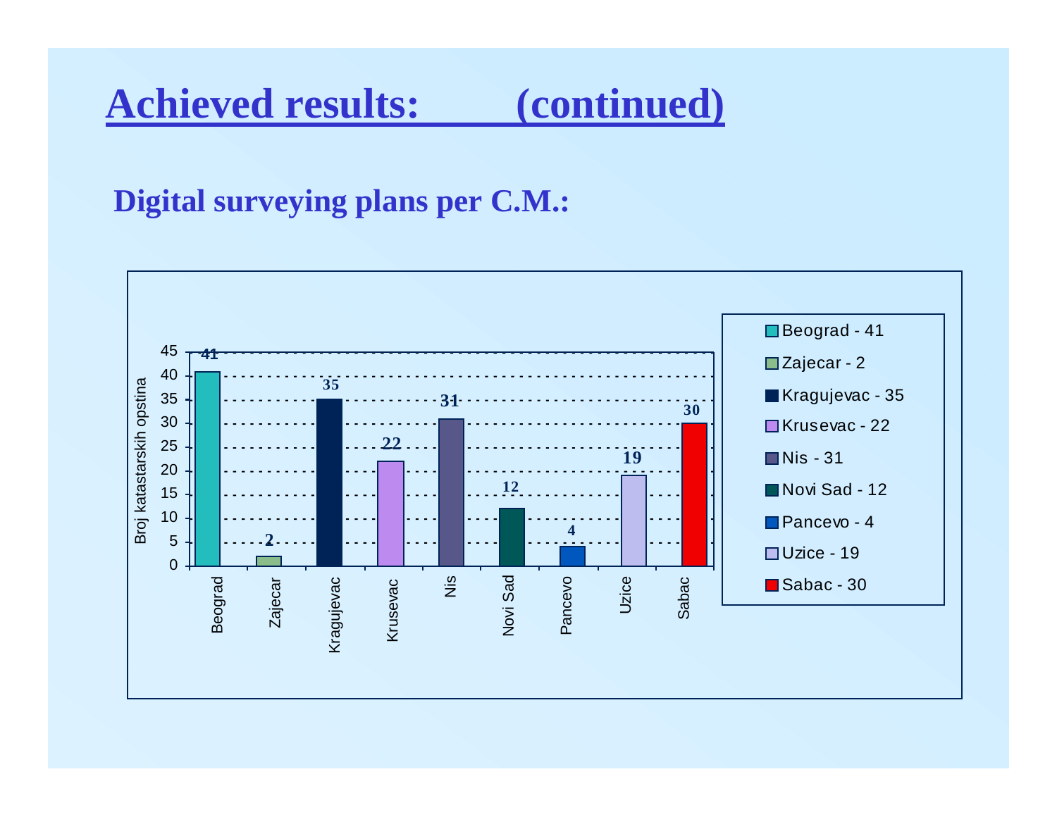# Achieved results: (continued)

## Digital surveying plans per C.M.:

Broj katastarskih opstina

45
40
35
30
25
20
15
10
5
0

41
2
35
22
31
12
4
19
30

Beograd
Zajecar
Kragujevac
Krusevac
Nis
Novi Sad
Pancevo
Uzice
Sabac

Beograd - 41
Zajecar - 2
Kragujevac - 35
Krusevac - 22
Nis - 31
Novi Sad - 12
Pancevo - 4
Uzice - 19
Sabac - 30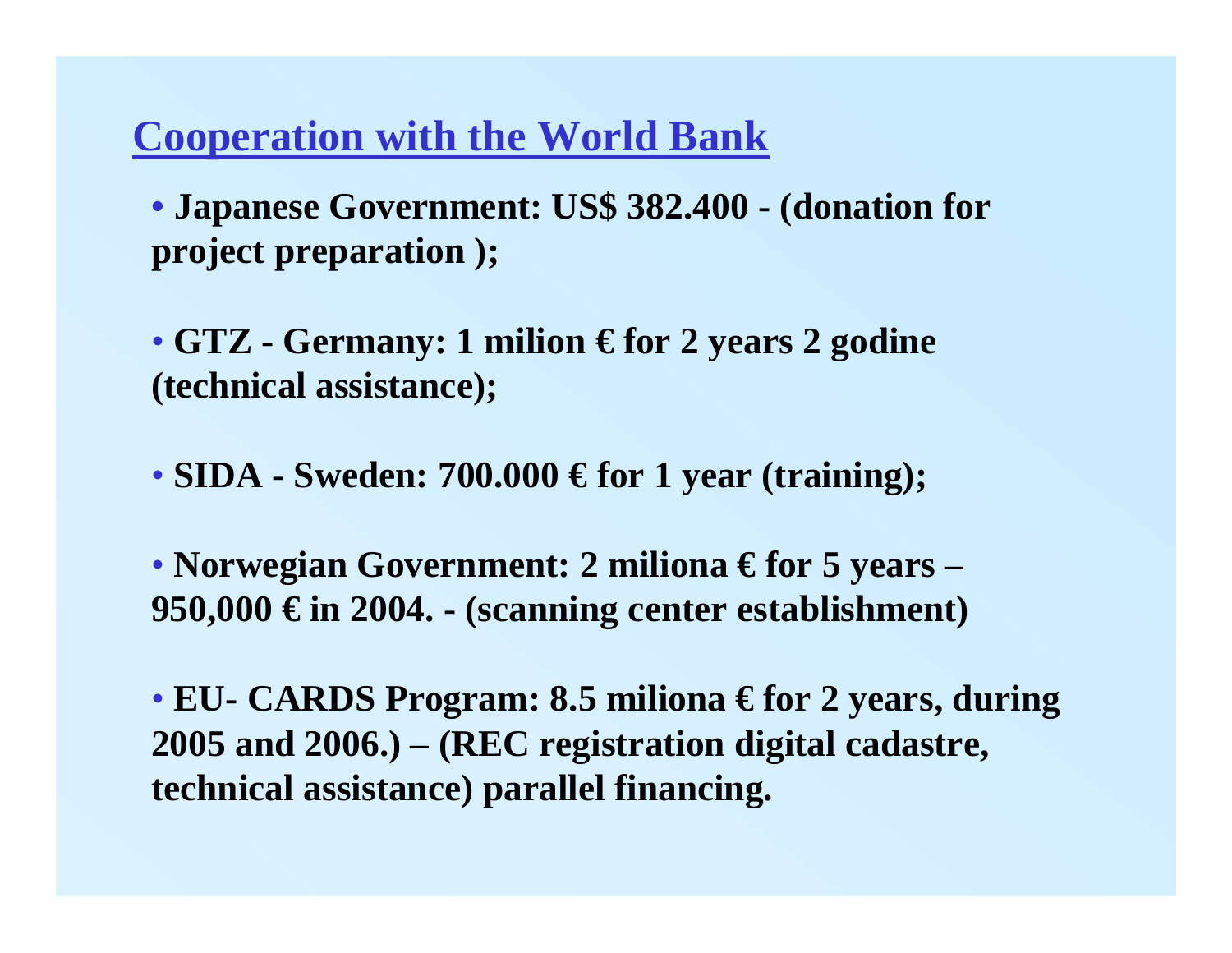## Cooperation with the World Bank

- **Japanese Government: US$ 382.400 - (donation for project preparation );**

- **GTZ - Germany: 1 milion € for 2 years 2 godine (technical assistance);**

- **SIDA - Sweden: 700.000 € for 1 year (training);**

- **Norwegian Government: 2 miliona € for 5 years – 950,000 € in 2004. - (scanning center establishment)**

- **EU- CARDS Program: 8.5 miliona € for 2 years, during 2005 and 2006.) – (REC registration digital cadastre, technical assistance) parallel financing.**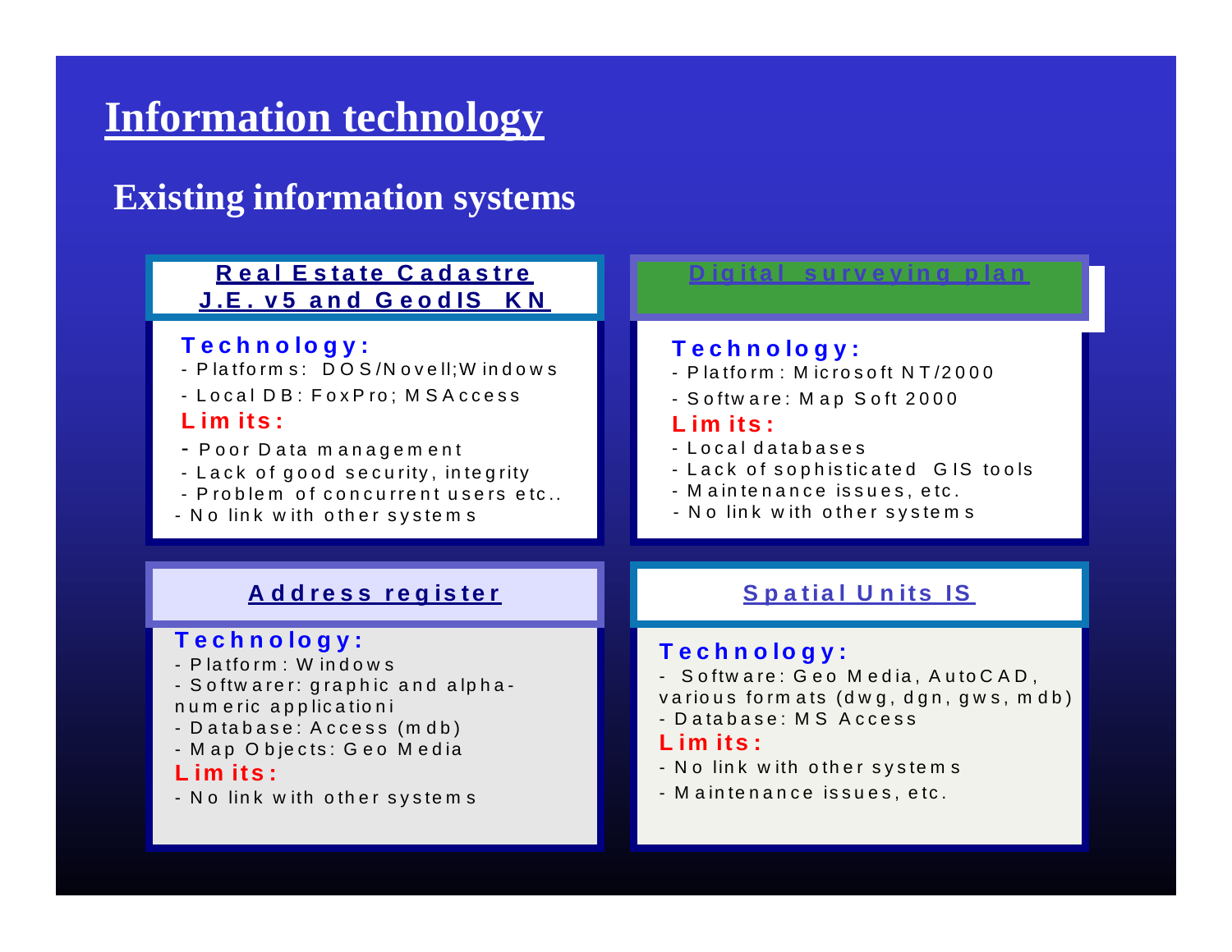# Information technology

## Existing information systems

### Real Estate Cadastre J.E. v5 and GeodIS KN

**Technology:**
- Platforms: DOS/Novell;Windows
- Local DB: FoxPro; MSAccess

**Limits:**
- Poor Data management
- Lack of good security, integrity
- Problem of concurrent users etc..
- No link with other systems

### Digital surveying plan

**Technology:**
- Platform: Microsoft NT/2000
- Software: Map Soft 2000

**Limits:**
- Local databases
- Lack of sophisticated GIS tools
- Maintenance issues, etc.
- No link with other systems

### Address register

**Technology:**
- Platform: Windows
- Softwarer: graphic and alpha-numeric applicationi
- Database: Access (mdb)
- Map Objects: Geo Media

**Limits:**
- No link with other systems

### Spatial Units IS

**Technology:**
- Software: Geo Media, AutoCAD, various formats (dwg, dgn, gws, mdb)
- Database: MS Access

**Limits:**
- No link with other systems
- Maintenance issues, etc.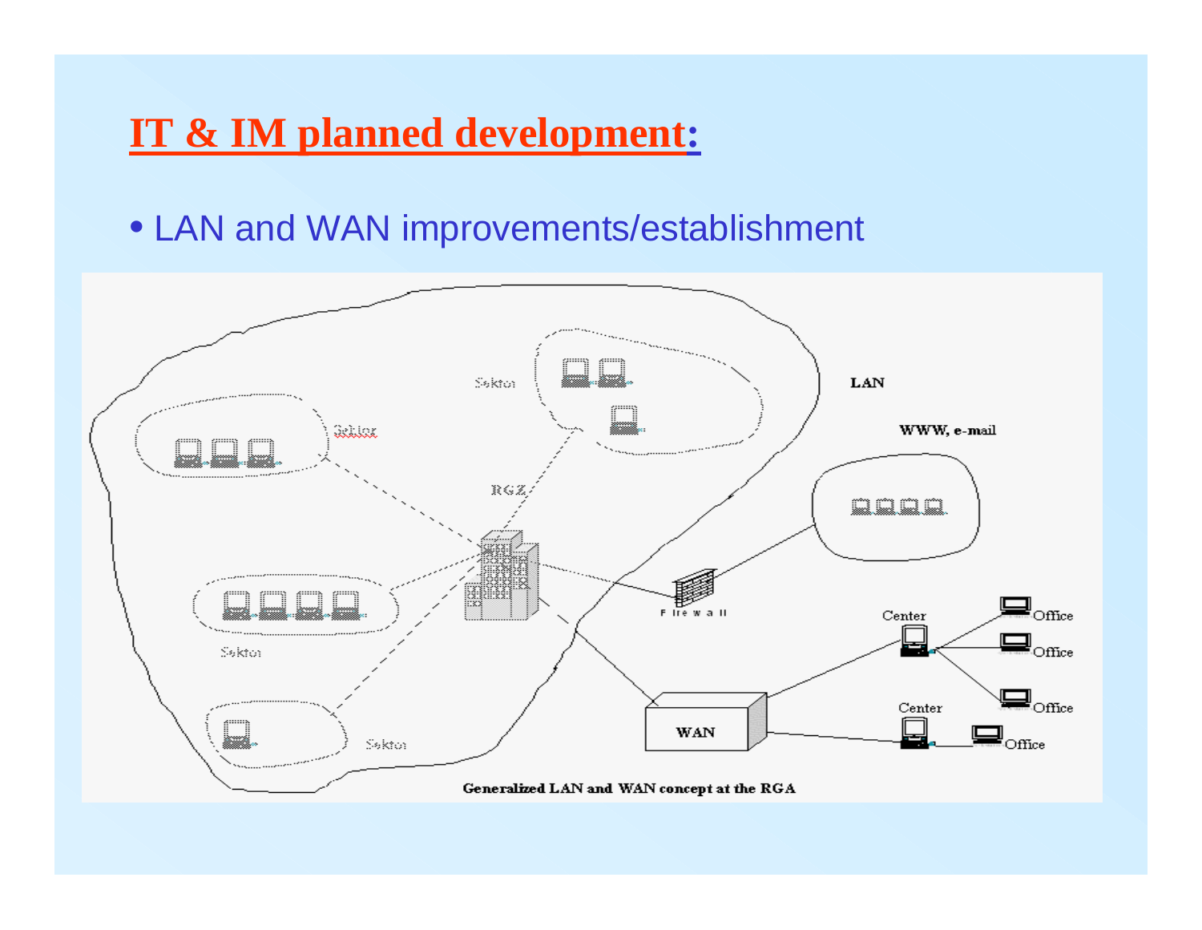# IT & IM planned development:

- LAN and WAN improvements/establishment

LAN

WWW, e-mail

Sektor

Sektor

RGZ

Sektor

Sektor

Firewall

Center

Office

Office

Office

Center

Office

WAN

Generalized LAN and WAN concept at the RGA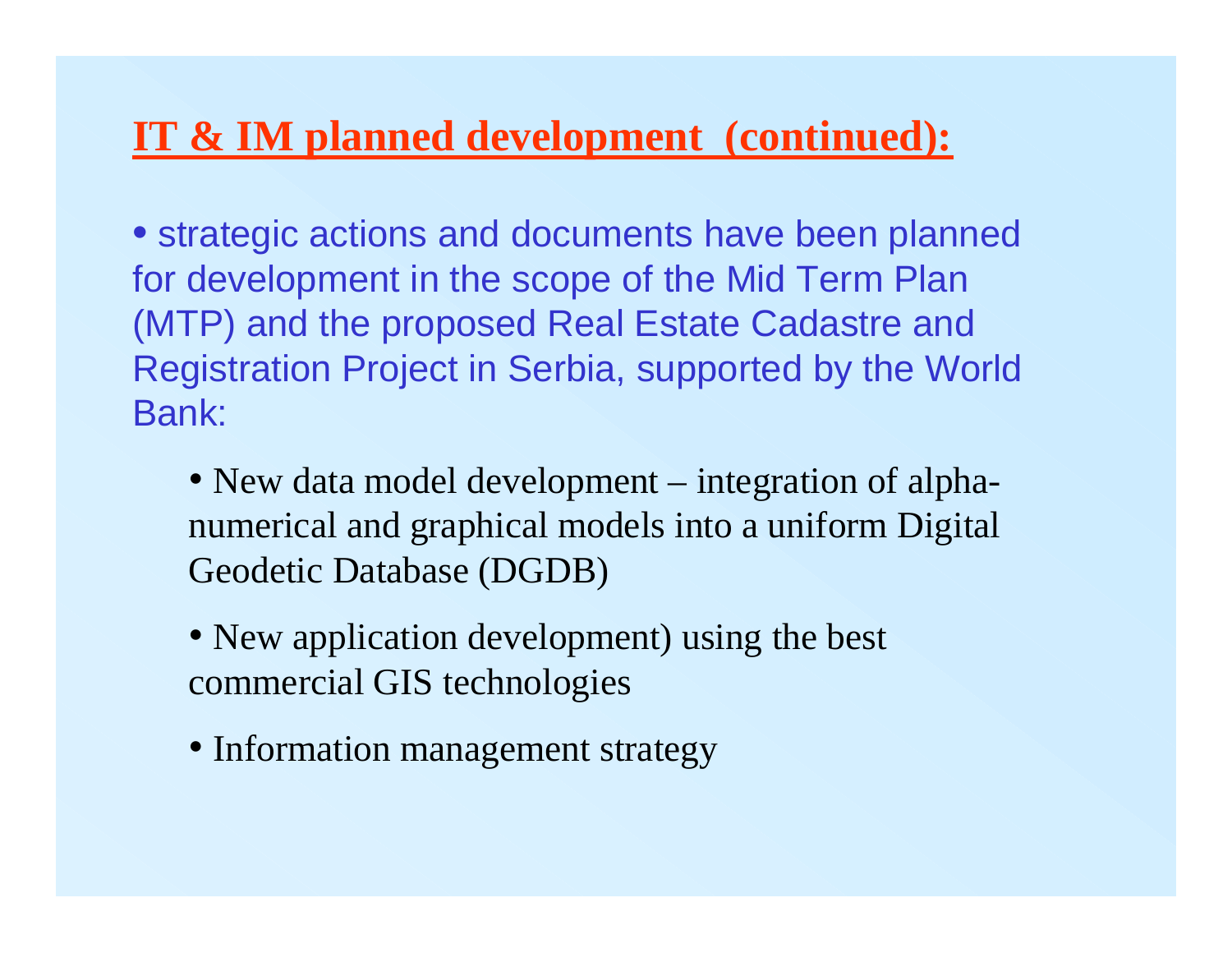## IT & IM planned development (continued):

- strategic actions and documents have been planned for development in the scope of the Mid Term Plan (MTP) and the proposed Real Estate Cadastre and Registration Project in Serbia, supported by the World Bank:
  - New data model development – integration of alpha-numerical and graphical models into a uniform Digital Geodetic Database (DGDB)
  - New application development) using the best commercial GIS technologies
  - Information management strategy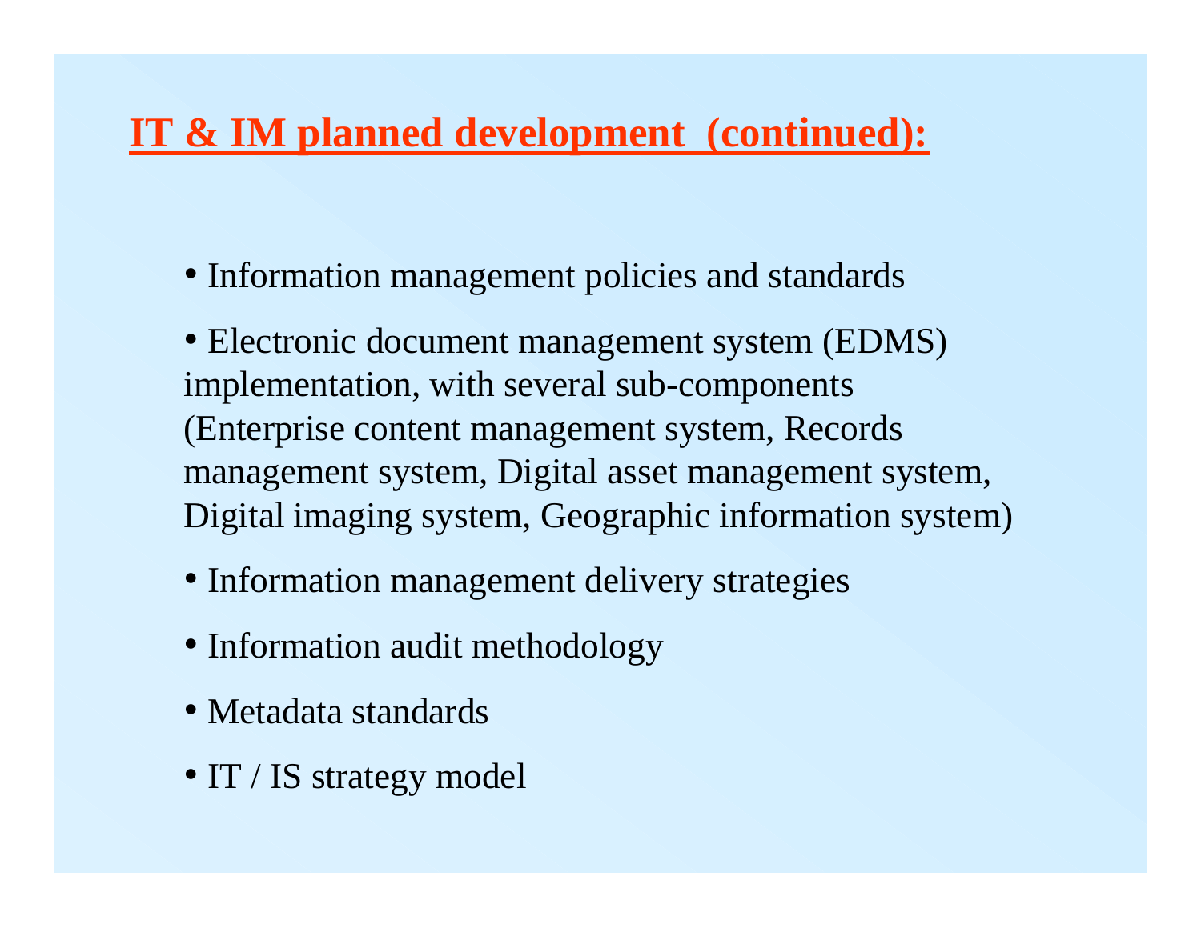## IT & IM planned development (continued):

- Information management policies and standards
- Electronic document management system (EDMS) implementation, with several sub-components (Enterprise content management system, Records management system, Digital asset management system, Digital imaging system, Geographic information system)
- Information management delivery strategies
- Information audit methodology
- Metadata standards
- IT / IS strategy model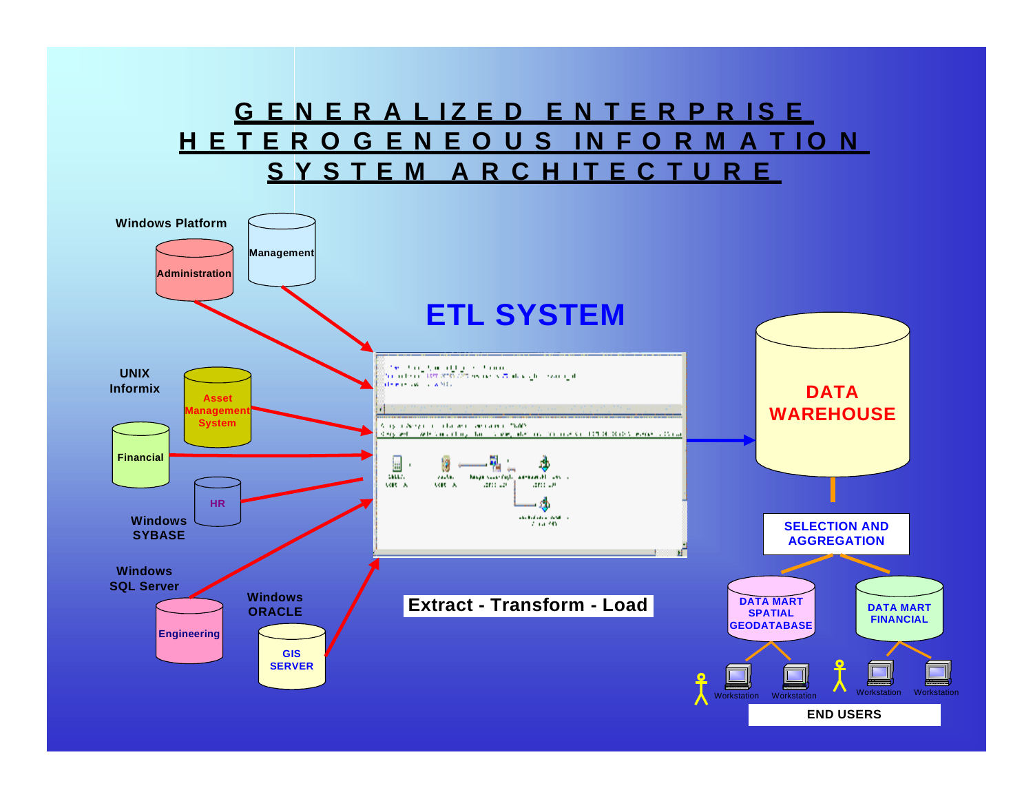# GENERALIZED ENTERPRISE HETEROGENEOUS INFORMATION SYSTEM ARCHITECTURE

Windows Platform

Administration

Management

UNIX Informix

Asset Management System

Financial

HR

Windows SYBASE

Windows SQL Server

Engineering

Windows ORACLE

GIS SERVER

ETL SYSTEM

Extract - Transform - Load

DATA WAREHOUSE

SELECTION AND AGGREGATION

DATA MART SPATIAL GEODATABASE

DATA MART FINANCIAL

Workstation

Workstation

Workstation

Workstation

END USERS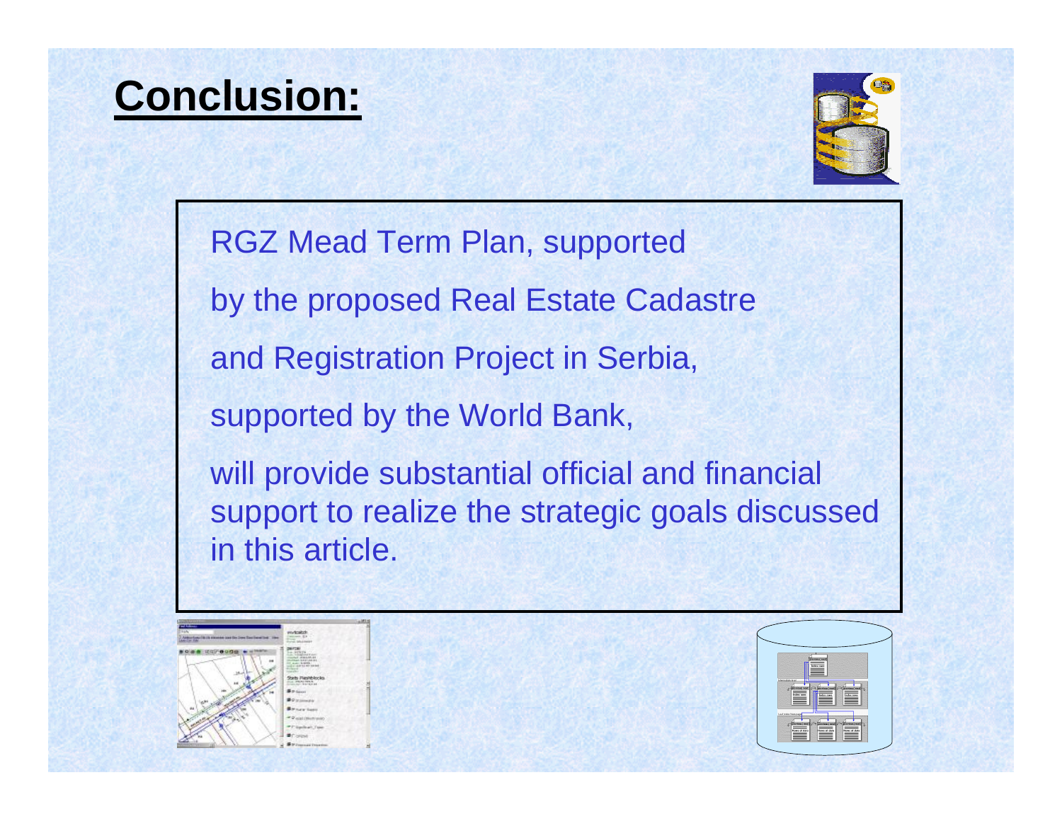# Conclusion:

RGZ Mead Term Plan, supported

by the proposed Real Estate Cadastre

and Registration Project in Serbia,

supported by the World Bank,

will provide substantial official and financial support to realize the strategic goals discussed in this article.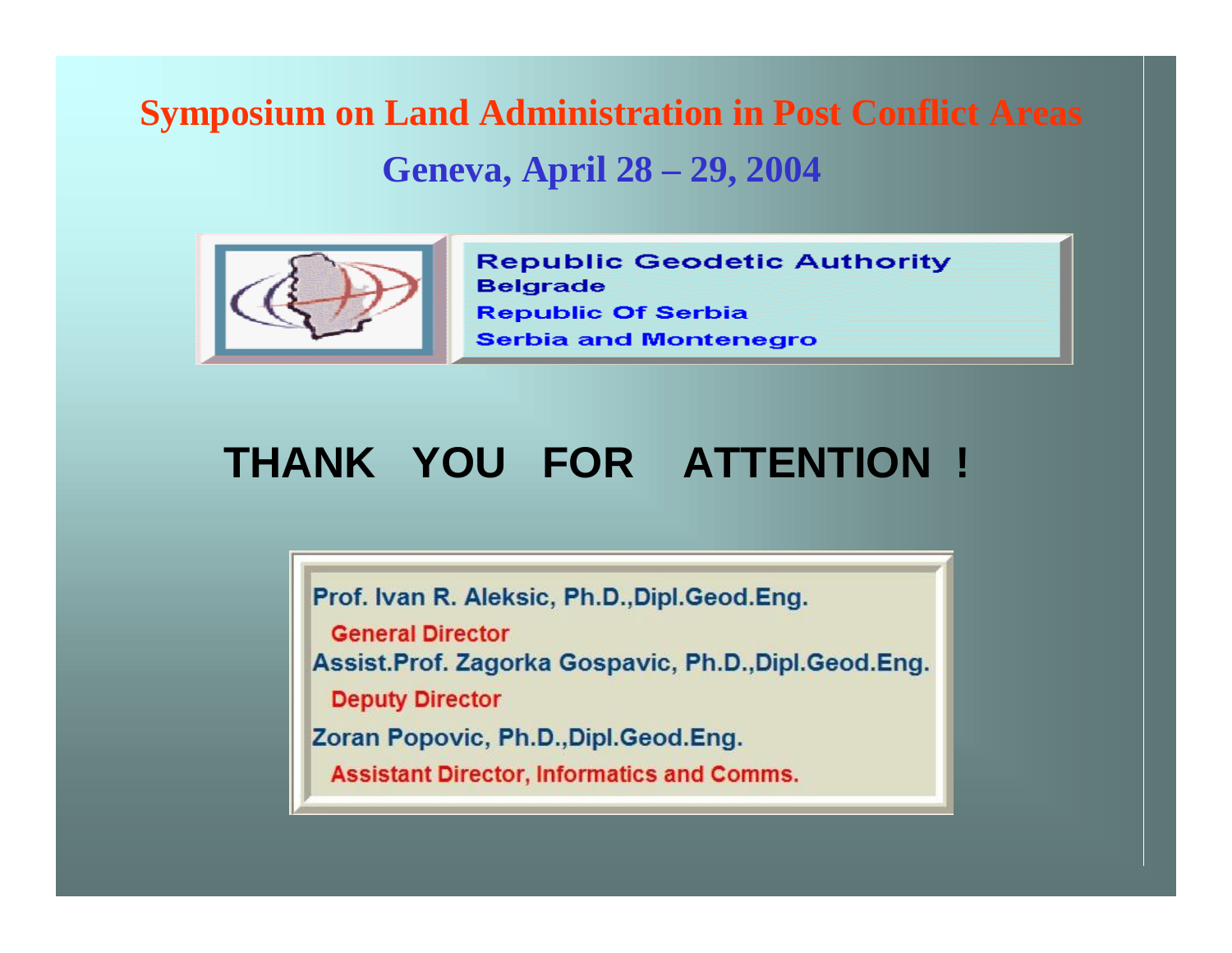# Symposium on Land Administration in Post Conflict Areas

## Geneva, April 28 – 29, 2004

**Republic Geodetic Authority**
**Belgrade**
**Republic Of Serbia**
**Serbia and Montenegro**

# THANK YOU FOR ATTENTION !

Prof. Ivan R. Aleksic, Ph.D.,Dipl.Geod.Eng.
General Director
Assist.Prof. Zagorka Gospavic, Ph.D.,Dipl.Geod.Eng.
Deputy Director
Zoran Popovic, Ph.D.,Dipl.Geod.Eng.
Assistant Director, Informatics and Comms.